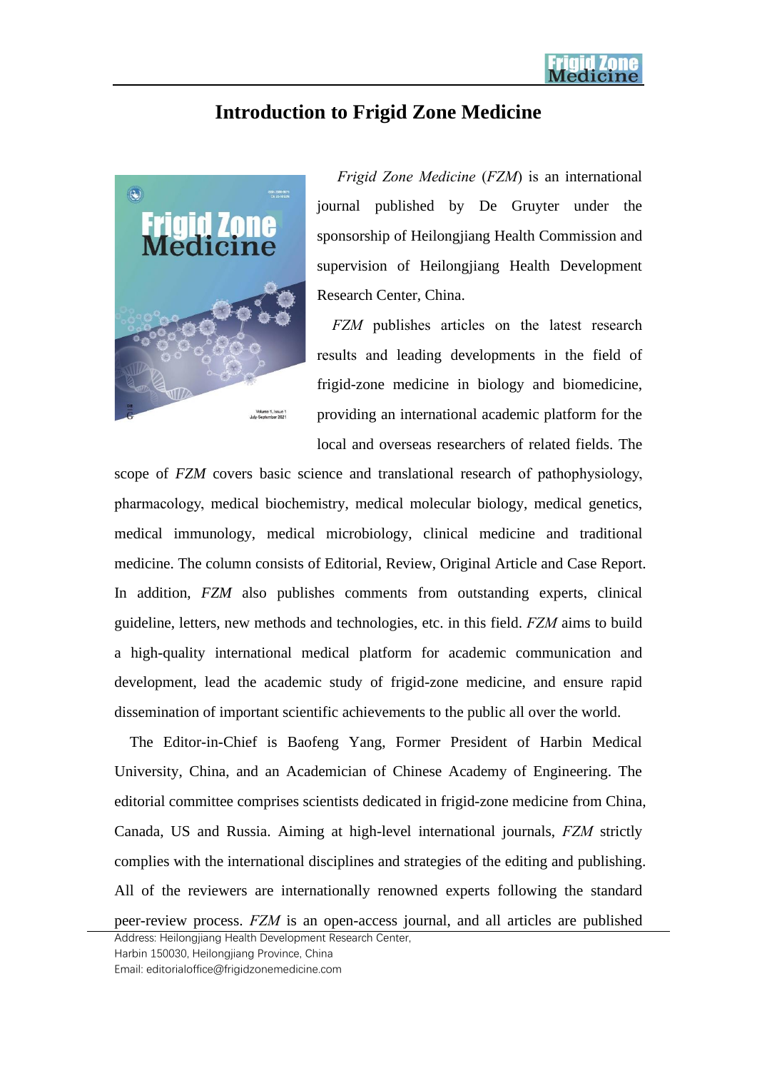# Introduction to Frigid Zone Medicine

*Frigid Zone Medicine* (*FZM*) is an international journal published by De Gruyter under the sponsorship of Heilongjiang Health Commission and supervision of Heilongjiang Health Development Research Center, China.

*FZM* publishes articles on the latest research results and leading developments in the field of frigid-zone medicine in biology and biomedicine, providing an international academic platform for the local and overseas researchers of related fields. The scope of *FZM* covers basic science and translational research of pathophysiology, pharmacology, medical biochemistry, medical molecular biology, medical genetics, medical immunology, medical microbiology, clinical medicine and traditional medicine. The column consists of Editorial, Review, Original Article and Case Report. In addition, *FZM* also publishes comments from outstanding experts, clinical guideline, letters, new methods and technologies, etc. in this field. *FZM* aims to build a high-quality international medical platform for academic communication and development, lead the academic study of frigid-zone medicine, and ensure rapid dissemination of important scientific achievements to the public all over the world.

The Editor-in-Chief is Baofeng Yang, Former President of Harbin Medical University, China, and an Academician of Chinese Academy of Engineering. The editorial committee comprises scientists dedicated in frigid-zone medicine from China, Canada, US and Russia. Aiming at high-level international journals, *FZM* strictly complies with the international disciplines and strategies of the editing and publishing. All of the reviewers are internationally renowned experts following the standard peer-review process. *FZM* is an open-access journal, and all articles are published

Address: Heilongjiang Health Development Research Center,
Harbin 150030, Heilongjiang Province, China
Email: editorialoffice@frigidzonemedicine.com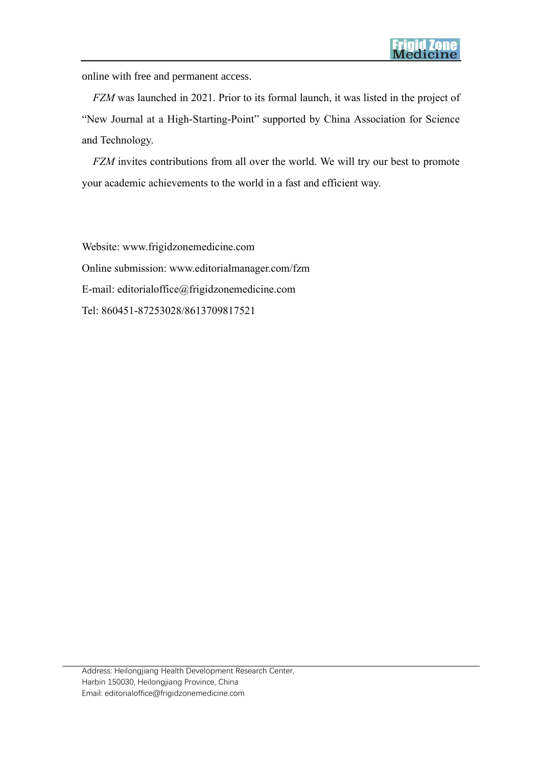online with free and permanent access.

*FZM* was launched in 2021. Prior to its formal launch, it was listed in the project of "New Journal at a High-Starting-Point" supported by China Association for Science and Technology.

*FZM* invites contributions from all over the world. We will try our best to promote your academic achievements to the world in a fast and efficient way.

Website: www.frigidzonemedicine.com

Online submission: www.editorialmanager.com/fzm

E-mail: editorialoffice@frigidzonemedicine.com

Tel: 860451-87253028/8613709817521

Address: Heilongjiang Health Development Research Center,
Harbin 150030, Heilongjiang Province, China
Email: editorialoffice@frigidzonemedicine.com